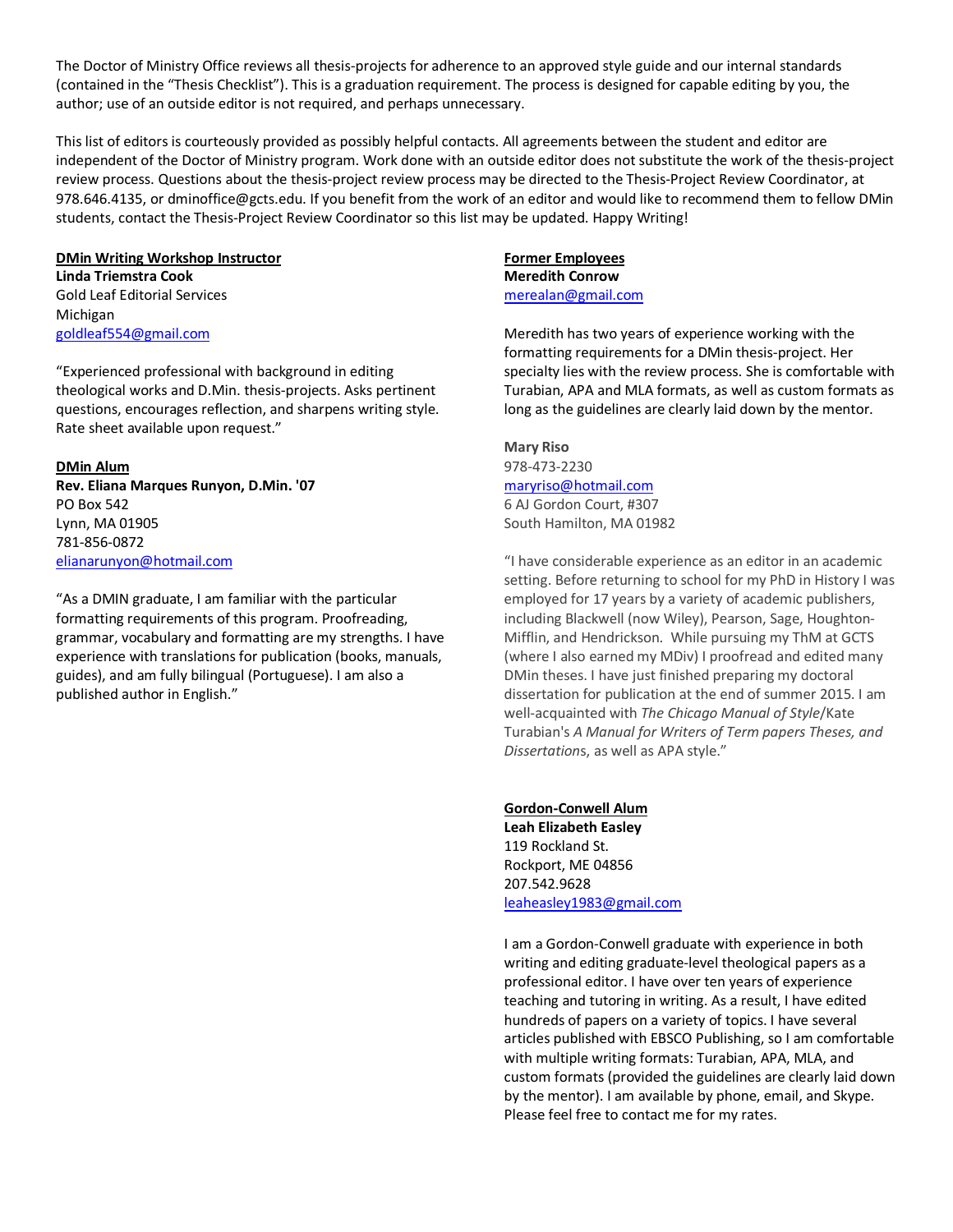The Doctor of Ministry Office reviews all thesis-projects for adherence to an approved style guide and our internal standards (contained in the "Thesis Checklist"). This is a graduation requirement. The process is designed for capable editing by you, the author; use of an outside editor is not required, and perhaps unnecessary.

This list of editors is courteously provided as possibly helpful contacts. All agreements between the student and editor are independent of the Doctor of Ministry program. Work done with an outside editor does not substitute the work of the thesis-project review process. Questions about the thesis-project review process may be directed to the Thesis-Project Review Coordinator, at 978.646.4135, or dminoffice@gcts.edu. If you benefit from the work of an editor and would like to recommend them to fellow DMin students, contact the Thesis-Project Review Coordinator so this list may be updated. Happy Writing!

**DMin Writing Workshop Instructor**
**Linda Triemstra Cook**
Gold Leaf Editorial Services
Michigan
goldleaf554@gmail.com

"Experienced professional with background in editing theological works and D.Min. thesis-projects. Asks pertinent questions, encourages reflection, and sharpens writing style. Rate sheet available upon request."

**DMin Alum**
**Rev. Eliana Marques Runyon, D.Min. '07**
PO Box 542
Lynn, MA 01905
781-856-0872
elianarunyon@hotmail.com

"As a DMIN graduate, I am familiar with the particular formatting requirements of this program. Proofreading, grammar, vocabulary and formatting are my strengths. I have experience with translations for publication (books, manuals, guides), and am fully bilingual (Portuguese). I am also a published author in English."

**Former Employees**
**Meredith Conrow**
merealan@gmail.com

Meredith has two years of experience working with the formatting requirements for a DMin thesis-project. Her specialty lies with the review process. She is comfortable with Turabian, APA and MLA formats, as well as custom formats as long as the guidelines are clearly laid down by the mentor.

**Mary Riso**
978-473-2230
maryriso@hotmail.com
6 AJ Gordon Court, #307
South Hamilton, MA 01982

"I have considerable experience as an editor in an academic setting. Before returning to school for my PhD in History I was employed for 17 years by a variety of academic publishers, including Blackwell (now Wiley), Pearson, Sage, Houghton-Mifflin, and Hendrickson. While pursuing my ThM at GCTS (where I also earned my MDiv) I proofread and edited many DMin theses. I have just finished preparing my doctoral dissertation for publication at the end of summer 2015. I am well-acquainted with *The Chicago Manual of Style*/Kate Turabian's *A Manual for Writers of Term papers Theses, and Dissertation*s, as well as APA style."

**Gordon-Conwell Alum**
**Leah Elizabeth Easley**
119 Rockland St.
Rockport, ME 04856
207.542.9628
leaheasley1983@gmail.com

I am a Gordon-Conwell graduate with experience in both writing and editing graduate-level theological papers as a professional editor. I have over ten years of experience teaching and tutoring in writing. As a result, I have edited hundreds of papers on a variety of topics. I have several articles published with EBSCO Publishing, so I am comfortable with multiple writing formats: Turabian, APA, MLA, and custom formats (provided the guidelines are clearly laid down by the mentor). I am available by phone, email, and Skype. Please feel free to contact me for my rates.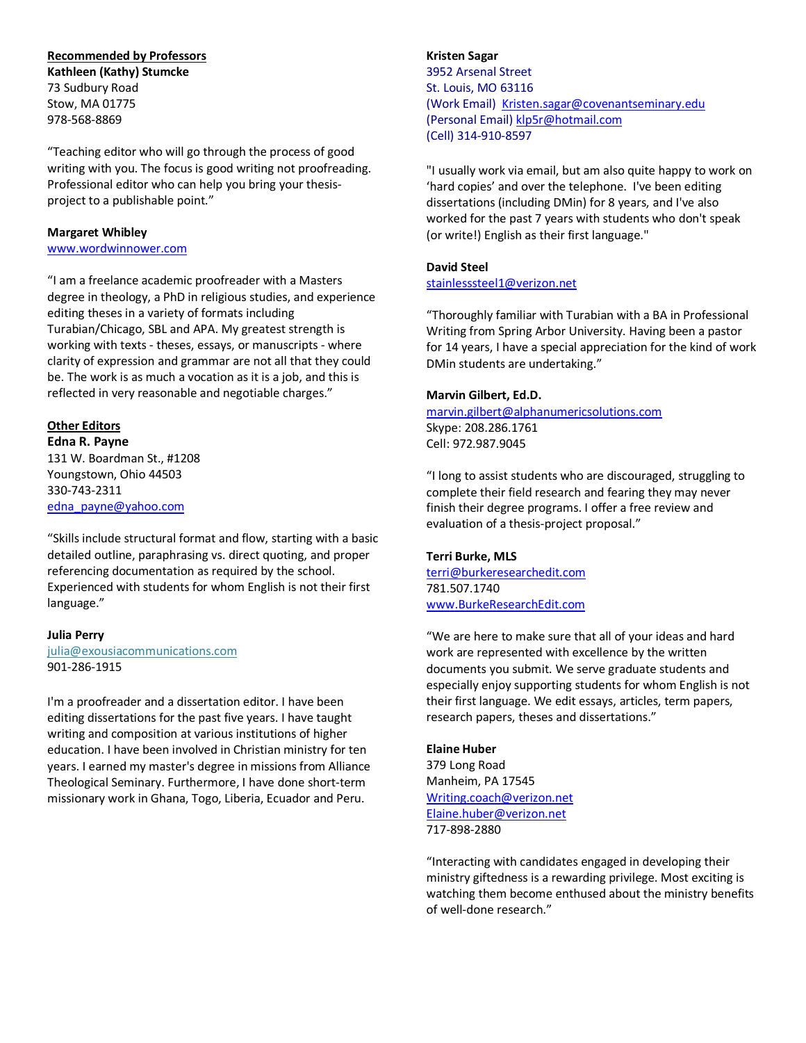## Recommended by Professors

**Kathleen (Kathy) Stumcke**
73 Sudbury Road
Stow, MA 01775
978-568-8869

"Teaching editor who will go through the process of good writing with you. The focus is good writing not proofreading. Professional editor who can help you bring your thesis-project to a publishable point."

**Margaret Whibley**
www.wordwinnower.com

"I am a freelance academic proofreader with a Masters degree in theology, a PhD in religious studies, and experience editing theses in a variety of formats including Turabian/Chicago, SBL and APA. My greatest strength is working with texts - theses, essays, or manuscripts - where clarity of expression and grammar are not all that they could be. The work is as much a vocation as it is a job, and this is reflected in very reasonable and negotiable charges."

## Other Editors

**Edna R. Payne**
131 W. Boardman St., #1208
Youngstown, Ohio 44503
330-743-2311
edna_payne@yahoo.com

"Skills include structural format and flow, starting with a basic detailed outline, paraphrasing vs. direct quoting, and proper referencing documentation as required by the school. Experienced with students for whom English is not their first language."

**Julia Perry**
julia@exousiacommunications.com
901-286-1915

I'm a proofreader and a dissertation editor. I have been editing dissertations for the past five years. I have taught writing and composition at various institutions of higher education. I have been involved in Christian ministry for ten years. I earned my master's degree in missions from Alliance Theological Seminary. Furthermore, I have done short-term missionary work in Ghana, Togo, Liberia, Ecuador and Peru.

**Kristen Sagar**
3952 Arsenal Street
St. Louis, MO 63116
(Work Email) Kristen.sagar@covenantseminary.edu
(Personal Email) klp5r@hotmail.com
(Cell) 314-910-8597

"I usually work via email, but am also quite happy to work on 'hard copies' and over the telephone. I've been editing dissertations (including DMin) for 8 years, and I've also worked for the past 7 years with students who don't speak (or write!) English as their first language."

**David Steel**
stainlesssteel1@verizon.net

"Thoroughly familiar with Turabian with a BA in Professional Writing from Spring Arbor University. Having been a pastor for 14 years, I have a special appreciation for the kind of work DMin students are undertaking."

**Marvin Gilbert, Ed.D.**
marvin.gilbert@alphanumericsolutions.com
Skype: 208.286.1761
Cell: 972.987.9045

"I long to assist students who are discouraged, struggling to complete their field research and fearing they may never finish their degree programs. I offer a free review and evaluation of a thesis-project proposal."

**Terri Burke, MLS**
terri@burkeresearchedit.com
781.507.1740
www.BurkeResearchEdit.com

"We are here to make sure that all of your ideas and hard work are represented with excellence by the written documents you submit. We serve graduate students and especially enjoy supporting students for whom English is not their first language. We edit essays, articles, term papers, research papers, theses and dissertations."

**Elaine Huber**
379 Long Road
Manheim, PA 17545
Writing.coach@verizon.net
Elaine.huber@verizon.net
717-898-2880

"Interacting with candidates engaged in developing their ministry giftedness is a rewarding privilege. Most exciting is watching them become enthused about the ministry benefits of well-done research."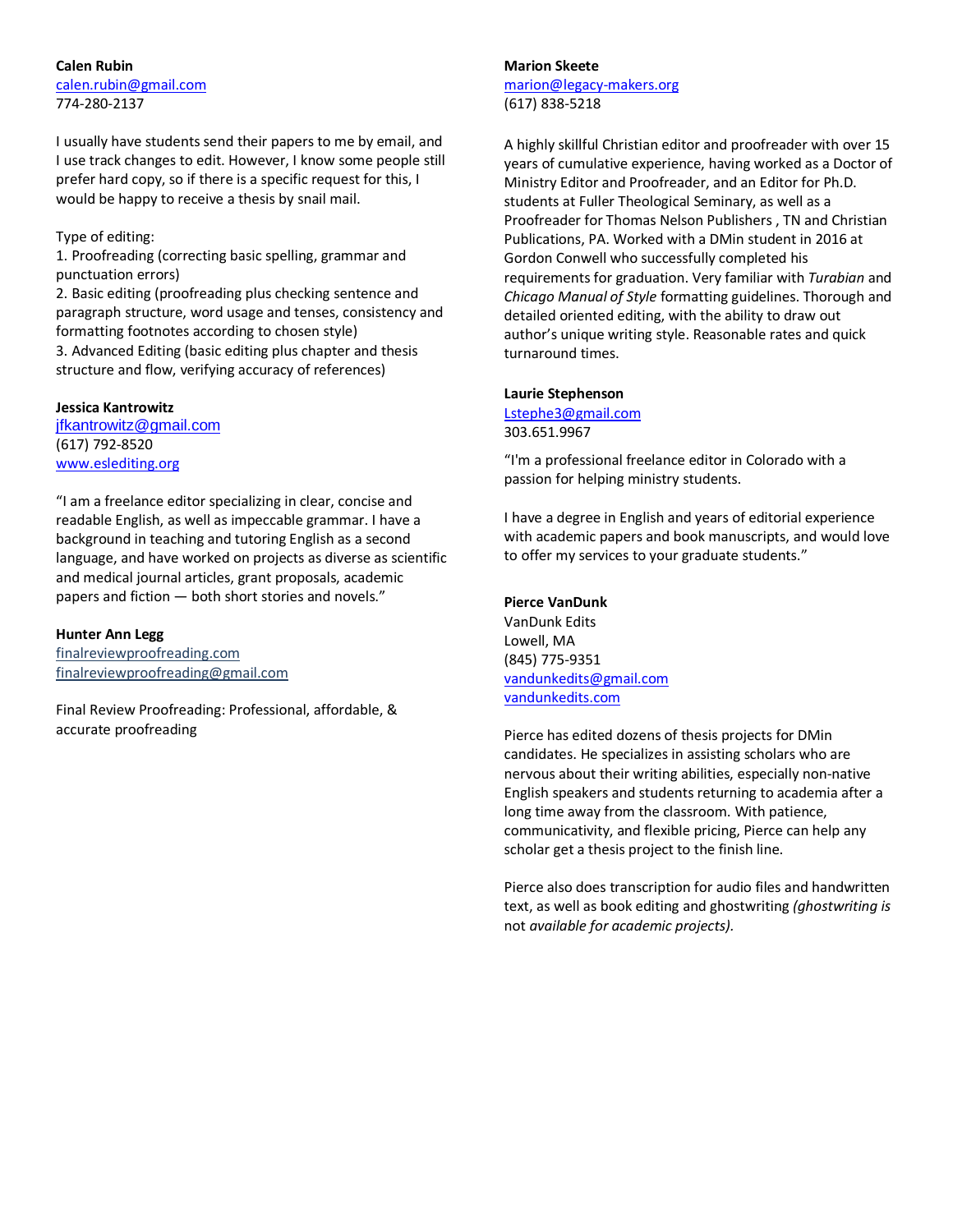**Calen Rubin**
calen.rubin@gmail.com
774-280-2137

I usually have students send their papers to me by email, and I use track changes to edit. However, I know some people still prefer hard copy, so if there is a specific request for this, I would be happy to receive a thesis by snail mail.

Type of editing:
1. Proofreading (correcting basic spelling, grammar and punctuation errors)
2. Basic editing (proofreading plus checking sentence and paragraph structure, word usage and tenses, consistency and formatting footnotes according to chosen style)
3. Advanced Editing (basic editing plus chapter and thesis structure and flow, verifying accuracy of references)

**Jessica Kantrowitz**
jfkantrowitz@gmail.com
(617) 792-8520
www.esleditng.org

"I am a freelance editor specializing in clear, concise and readable English, as well as impeccable grammar. I have a background in teaching and tutoring English as a second language, and have worked on projects as diverse as scientific and medical journal articles, grant proposals, academic papers and fiction — both short stories and novels."

**Hunter Ann Legg**
finalreviewproofreading.com
finalreviewproofreading@gmail.com

Final Review Proofreading: Professional, affordable, & accurate proofreading

**Marion Skeete**
marion@legacy-makers.org
(617) 838-5218

A highly skillful Christian editor and proofreader with over 15 years of cumulative experience, having worked as a Doctor of Ministry Editor and Proofreader, and an Editor for Ph.D. students at Fuller Theological Seminary, as well as a Proofreader for Thomas Nelson Publishers , TN and Christian Publications, PA. Worked with a DMin student in 2016 at Gordon Conwell who successfully completed his requirements for graduation. Very familiar with *Turabian* and *Chicago Manual of Style* formatting guidelines. Thorough and detailed oriented editing, with the ability to draw out author's unique writing style. Reasonable rates and quick turnaround times.

**Laurie Stephenson**
Lstephe3@gmail.com
303.651.9967

"I'm a professional freelance editor in Colorado with a passion for helping ministry students.

I have a degree in English and years of editorial experience with academic papers and book manuscripts, and would love to offer my services to your graduate students."

**Pierce VanDunk**
VanDunk Edits
Lowell, MA
(845) 775-9351
vandunkedits@gmail.com
vandunkedits.com

Pierce has edited dozens of thesis projects for DMin candidates. He specializes in assisting scholars who are nervous about their writing abilities, especially non-native English speakers and students returning to academia after a long time away from the classroom. With patience, communicativity, and flexible pricing, Pierce can help any scholar get a thesis project to the finish line.

Pierce also does transcription for audio files and handwritten text, as well as book editing and ghostwriting *(ghostwriting is* not *available for academic projects).*